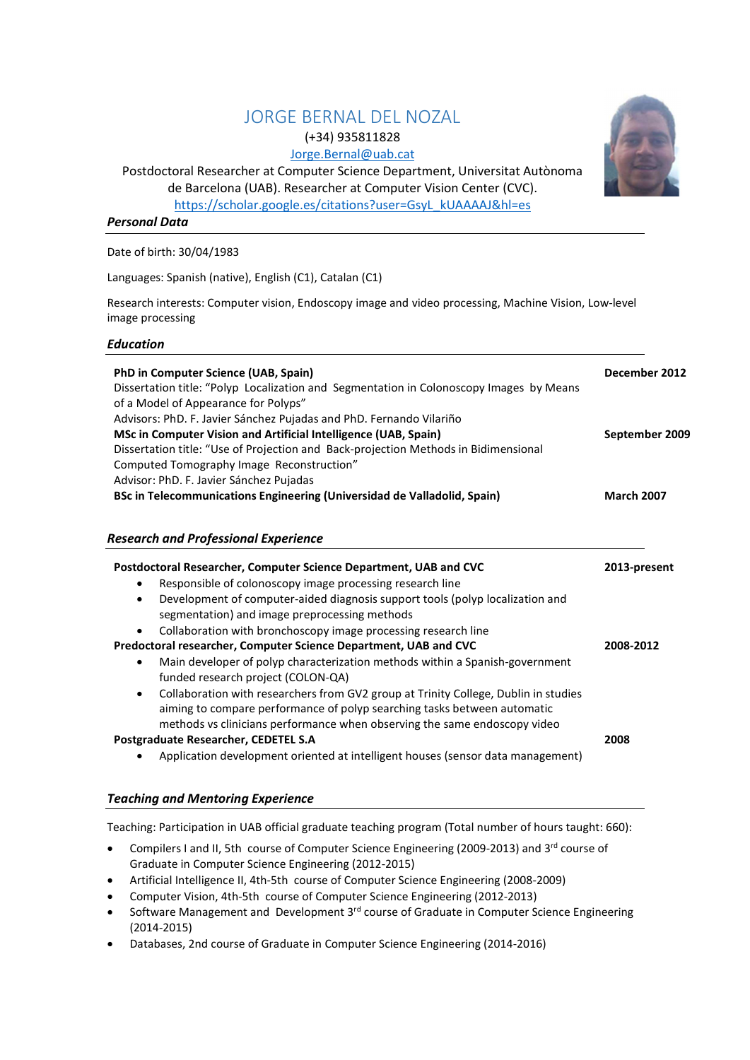# JORGE BERNAL DEL NOZAL

(+34) 935811828

Jorge.Bernal@uab.cat

Postdoctoral Researcher at Computer Science Department, Universitat Autònoma de Barcelona (UAB). Researcher at Computer Vision Center (CVC).

https://scholar.google.es/citations?user=GsyL_kUAAAAJ&hl=es

## *Personal Data*

Date of birth: 30/04/1983

Languages: Spanish (native), English (C1), Catalan (C1)

Research interests: Computer vision, Endoscopy image and video processing, Machine Vision, Low-level image processing

## *Education*

**PhD in Computer Science (UAB, Spain)** — **December 2012**
Dissertation title: "Polyp Localization and Segmentation in Colonoscopy Images by Means of a Model of Appearance for Polyps"
Advisors: PhD. F. Javier Sánchez Pujadas and PhD. Fernando Vilariño

**MSc in Computer Vision and Artificial Intelligence (UAB, Spain)** — **September 2009**
Dissertation title: "Use of Projection and Back-projection Methods in Bidimensional Computed Tomography Image Reconstruction"
Advisor: PhD. F. Javier Sánchez Pujadas

**BSc in Telecommunications Engineering (Universidad de Valladolid, Spain)** — **March 2007**

## *Research and Professional Experience*

**Postdoctoral Researcher, Computer Science Department, UAB and CVC** — **2013-present**

- Responsible of colonoscopy image processing research line
- Development of computer-aided diagnosis support tools (polyp localization and segmentation) and image preprocessing methods
- Collaboration with bronchoscopy image processing research line

**Predoctoral researcher, Computer Science Department, UAB and CVC** — **2008-2012**

- Main developer of polyp characterization methods within a Spanish-government funded research project (COLON-QA)
- Collaboration with researchers from GV2 group at Trinity College, Dublin in studies aiming to compare performance of polyp searching tasks between automatic methods vs clinicians performance when observing the same endoscopy video

**Postgraduate Researcher, CEDETEL S.A** — **2008**

- Application development oriented at intelligent houses (sensor data management)

## *Teaching and Mentoring Experience*

Teaching: Participation in UAB official graduate teaching program (Total number of hours taught: 660):

- Compilers I and II, 5th course of Computer Science Engineering (2009-2013) and 3rd course of Graduate in Computer Science Engineering (2012-2015)
- Artificial Intelligence II, 4th-5th course of Computer Science Engineering (2008-2009)
- Computer Vision, 4th-5th course of Computer Science Engineering (2012-2013)
- Software Management and Development 3rd course of Graduate in Computer Science Engineering (2014-2015)
- Databases, 2nd course of Graduate in Computer Science Engineering (2014-2016)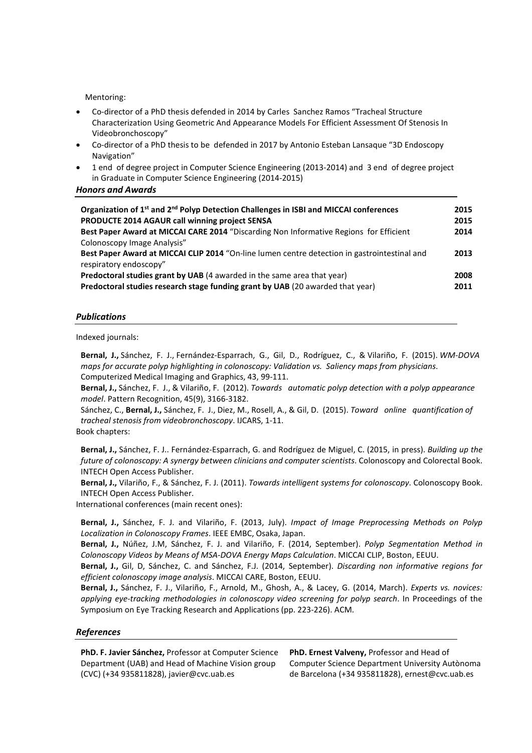Mentoring:

- Co-director of a PhD thesis defended in 2014 by Carles Sanchez Ramos "Tracheal Structure Characterization Using Geometric And Appearance Models For Efficient Assessment Of Stenosis In Videobronchoscopy"
- Co-director of a PhD thesis to be defended in 2017 by Antonio Esteban Lansaque "3D Endoscopy Navigation"
- 1 end of degree project in Computer Science Engineering (2013-2014) and 3 end of degree project in Graduate in Computer Science Engineering (2014-2015)

### *Honors and Awards*

| | |
|---|---|
| **Organization of 1st and 2nd Polyp Detection Challenges in ISBI and MICCAI conferences** | **2015** |
| **PRODUCTE 2014 AGAUR call winning project SENSA** | **2015** |
| **Best Paper Award at MICCAI CARE 2014** "Discarding Non Informative Regions for Efficient Colonoscopy Image Analysis" | **2014** |
| **Best Paper Award at MICCAI CLIP 2014** "On-line lumen centre detection in gastrointestinal and respiratory endoscopy" | **2013** |
| **Predoctoral studies grant by UAB** (4 awarded in the same area that year) | **2008** |
| **Predoctoral studies research stage funding grant by UAB** (20 awarded that year) | **2011** |

### *Publications*

Indexed journals:

**Bernal, J.,** Sánchez, F. J., Fernández-Esparrach, G., Gil, D., Rodríguez, C., & Vilariño, F. (2015). *WM-DOVA maps for accurate polyp highlighting in colonoscopy: Validation vs. Saliency maps from physicians*. Computerized Medical Imaging and Graphics, 43, 99-111.

**Bernal, J.,** Sánchez, F. J., & Vilariño, F. (2012). *Towards automatic polyp detection with a polyp appearance model*. Pattern Recognition, 45(9), 3166-3182.

Sánchez, C., **Bernal, J.,** Sánchez, F. J., Diez, M., Rosell, A., & Gil, D. (2015). *Toward online quantification of tracheal stenosis from videobronchoscopy*. IJCARS, 1-11.

Book chapters:

**Bernal, J.,** Sánchez, F. J.. Fernández-Esparrach, G. and Rodríguez de Miguel, C. (2015, in press). *Building up the future of colonoscopy: A synergy between clinicians and computer scientists*. Colonoscopy and Colorectal Book. INTECH Open Access Publisher.

**Bernal, J.,** Vilariño, F., & Sánchez, F. J. (2011). *Towards intelligent systems for colonoscopy*. Colonoscopy Book. INTECH Open Access Publisher.

International conferences (main recent ones):

**Bernal, J.,** Sánchez, F. J. and Vilariño, F. (2013, July). *Impact of Image Preprocessing Methods on Polyp Localization in Colonoscopy Frames*. IEEE EMBC, Osaka, Japan.

**Bernal, J.,** Núñez, J.M, Sánchez, F. J. and Vilariño, F. (2014, September). *Polyp Segmentation Method in Colonoscopy Videos by Means of MSA-DOVA Energy Maps Calculation*. MICCAI CLIP, Boston, EEUU.

**Bernal, J.,** Gil, D, Sánchez, C. and Sánchez, F.J. (2014, September). *Discarding non informative regions for efficient colonoscopy image analysis*. MICCAI CARE, Boston, EEUU.

**Bernal, J.,** Sánchez, F. J., Vilariño, F., Arnold, M., Ghosh, A., & Lacey, G. (2014, March). *Experts vs. novices: applying eye-tracking methodologies in colonoscopy video screening for polyp search*. In Proceedings of the Symposium on Eye Tracking Research and Applications (pp. 223-226). ACM.

### *References*

**PhD. F. Javier Sánchez,** Professor at Computer Science Department (UAB) and Head of Machine Vision group (CVC) (+34 935811828), javier@cvc.uab.es

**PhD. Ernest Valveny,** Professor and Head of Computer Science Department University Autònoma de Barcelona (+34 935811828), ernest@cvc.uab.es